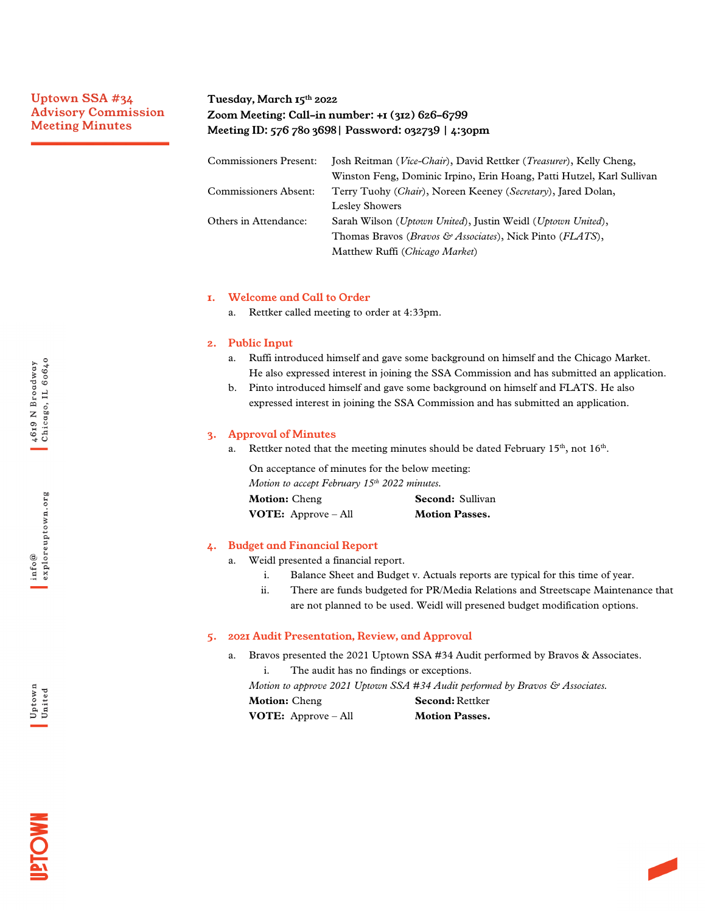# Uptown SSA #34 Advisory Commission Meeting Minutes

**Tuesday, March 15th 2022**
**Zoom Meeting: Call-in number: +1 (312) 626-6799**
**Meeting ID: 576 780 3698 | Password: 032739 | 4:30pm**

| | |
|---|---|
| Commissioners Present: | Josh Reitman (*Vice-Chair*), David Rettker (*Treasurer*), Kelly Cheng, Winston Feng, Dominic Irpino, Erin Hoang, Patti Hutzel, Karl Sullivan |
| Commissioners Absent: | Terry Tuohy (*Chair*), Noreen Keeney (*Secretary*), Jared Dolan, Lesley Showers |
| Others in Attendance: | Sarah Wilson (*Uptown United*), Justin Weidl (*Uptown United*), Thomas Bravos (*Bravos & Associates*), Nick Pinto (*FLATS*), Matthew Ruffi (*Chicago Market*) |

## 1. Welcome and Call to Order

a. Rettker called meeting to order at 4:33pm.

## 2. Public Input

a. Ruffi introduced himself and gave some background on himself and the Chicago Market. He also expressed interest in joining the SSA Commission and has submitted an application.

b. Pinto introduced himself and gave some background on himself and FLATS. He also expressed interest in joining the SSA Commission and has submitted an application.

## 3. Approval of Minutes

a. Rettker noted that the meeting minutes should be dated February 15th, not 16th.

On acceptance of minutes for the below meeting:
*Motion to accept February 15th 2022 minutes.*

**Motion:** Cheng **Second:** Sullivan
**VOTE:** Approve – All **Motion Passes.**

## 4. Budget and Financial Report

a. Weidl presented a financial report.
   i. Balance Sheet and Budget v. Actuals reports are typical for this time of year.
   ii. There are funds budgeted for PR/Media Relations and Streetscape Maintenance that are not planned to be used. Weidl will presened budget modification options.

## 5. 2021 Audit Presentation, Review, and Approval

a. Bravos presented the 2021 Uptown SSA #34 Audit performed by Bravos & Associates.
   i. The audit has no findings or exceptions.

*Motion to approve 2021 Uptown SSA #34 Audit performed by Bravos & Associates.*

**Motion:** Cheng **Second:** Rettker
**VOTE:** Approve – All **Motion Passes.**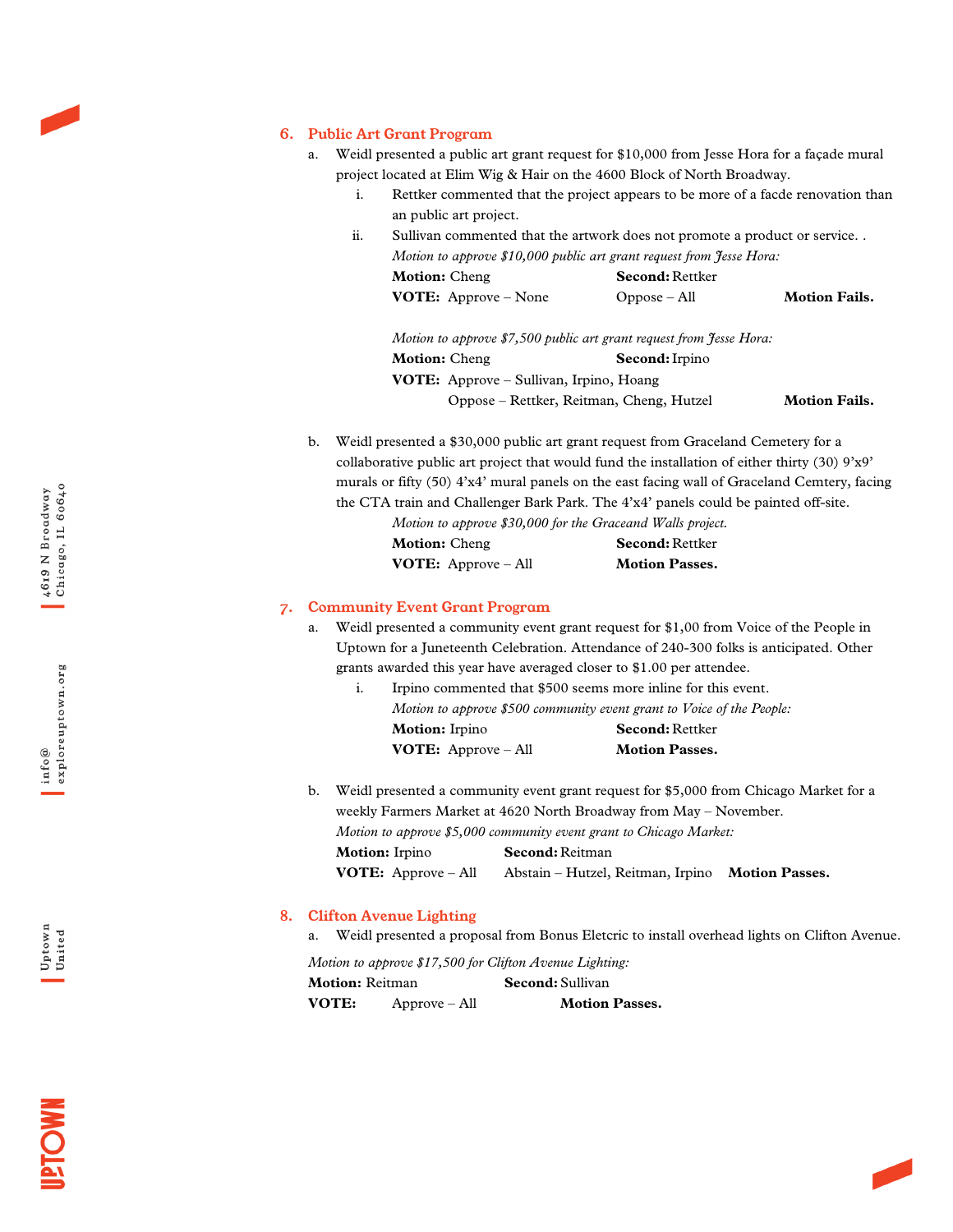## 6. Public Art Grant Program

a. Weidl presented a public art grant request for $10,000 from Jesse Hora for a façade mural project located at Elim Wig & Hair on the 4600 Block of North Broadway.

   i. Rettker commented that the project appears to be more of a facde renovation than an public art project.

   ii. Sullivan commented that the artwork does not promote a product or service. .

   *Motion to approve $10,000 public art grant request from Jesse Hora:*

   **Motion:** Cheng  **Second:** Rettker

   **VOTE:** Approve – None  Oppose – All  **Motion Fails.**

   *Motion to approve $7,500 public art grant request from Jesse Hora:*

   **Motion:** Cheng  **Second:** Irpino

   **VOTE:** Approve – Sullivan, Irpino, Hoang

   Oppose – Rettker, Reitman, Cheng, Hutzel  **Motion Fails.**

b. Weidl presented a $30,000 public art grant request from Graceland Cemetery for a collaborative public art project that would fund the installation of either thirty (30) 9'x9' murals or fifty (50) 4'x4' mural panels on the east facing wall of Graceland Cemtery, facing the CTA train and Challenger Bark Park. The 4'x4' panels could be painted off-site.

   *Motion to approve $30,000 for the Graceand Walls project.*

   **Motion:** Cheng  **Second:** Rettker

   **VOTE:** Approve – All  **Motion Passes.**

## 7. Community Event Grant Program

a. Weidl presented a community event grant request for $1,00 from Voice of the People in Uptown for a Juneteenth Celebration. Attendance of 240-300 folks is anticipated. Other grants awarded this year have averaged closer to $1.00 per attendee.

   i. Irpino commented that $500 seems more inline for this event.

   *Motion to approve $500 community event grant to Voice of the People:*

   **Motion:** Irpino  **Second:** Rettker

   **VOTE:** Approve – All  **Motion Passes.**

b. Weidl presented a community event grant request for $5,000 from Chicago Market for a weekly Farmers Market at 4620 North Broadway from May – November.

   *Motion to approve $5,000 community event grant to Chicago Market:*

   **Motion:** Irpino  **Second:** Reitman

   **VOTE:** Approve – All  Abstain – Hutzel, Reitman, Irpino  **Motion Passes.**

## 8. Clifton Avenue Lighting

a. Weidl presented a proposal from Bonus Eletcric to install overhead lights on Clifton Avenue.

*Motion to approve $17,500 for Clifton Avenue Lighting:*

**Motion:** Reitman  **Second:** Sullivan

**VOTE:** Approve – All  **Motion Passes.**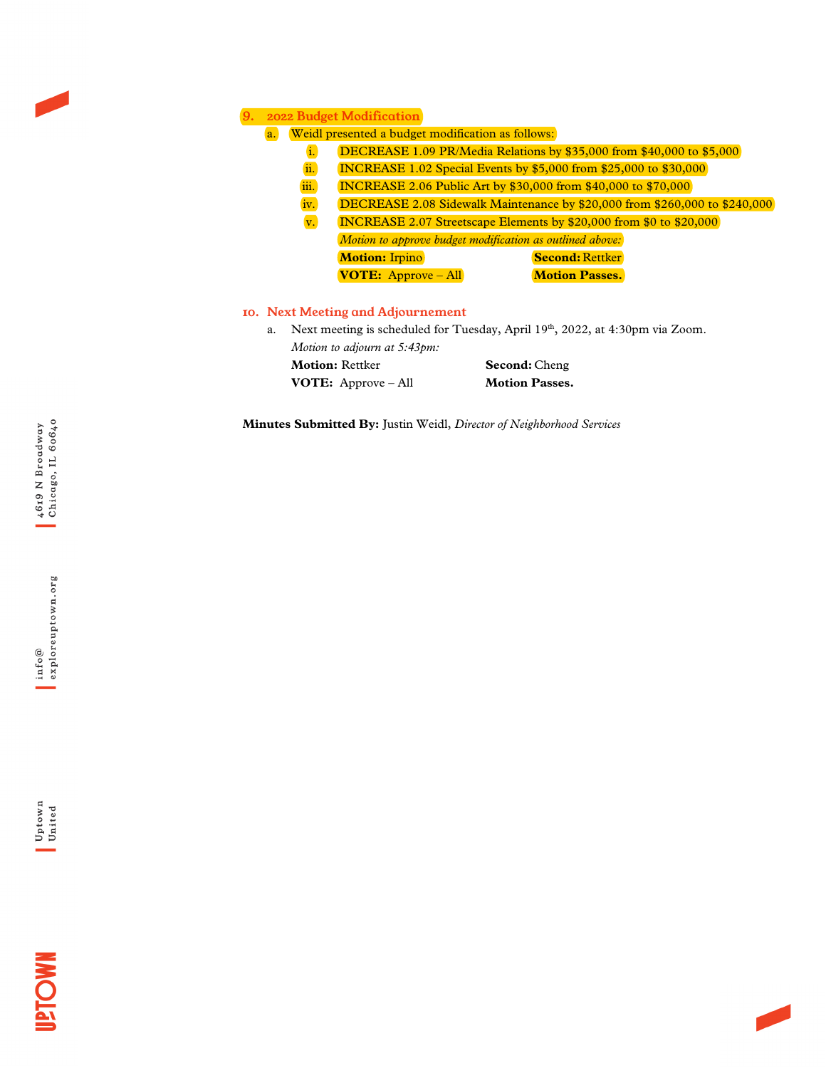## 9. 2022 Budget Modification

a. Weidl presented a budget modification as follows:

   i. DECREASE 1.09 PR/Media Relations by $35,000 from $40,000 to $5,000

   ii. INCREASE 1.02 Special Events by $5,000 from $25,000 to $30,000

   iii. INCREASE 2.06 Public Art by $30,000 from $40,000 to $70,000

   iv. DECREASE 2.08 Sidewalk Maintenance by $20,000 from $260,000 to $240,000

   v. INCREASE 2.07 Streetscape Elements by $20,000 from $0 to $20,000

   *Motion to approve budget modification as outlined above:*

   **Motion:** Irpino  **Second:** Rettker

   **VOTE:** Approve – All  **Motion Passes.**

## 10. Next Meeting and Adjournement

a. Next meeting is scheduled for Tuesday, April 19th, 2022, at 4:30pm via Zoom.

   *Motion to adjourn at 5:43pm:*

   **Motion:** Rettker  **Second:** Cheng

   **VOTE:** Approve – All  **Motion Passes.**

**Minutes Submitted By:** Justin Weidl, *Director of Neighborhood Services*